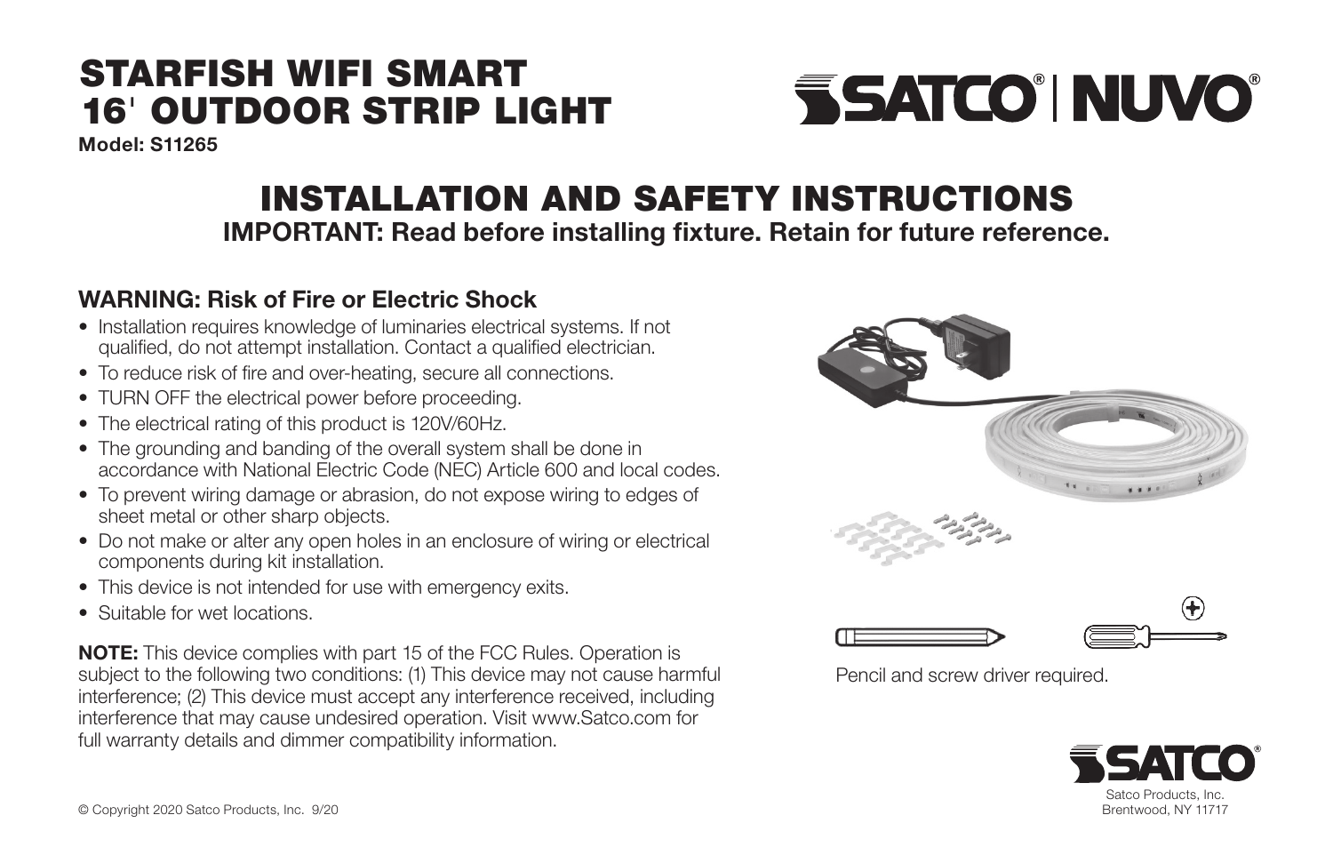# STARFISH WIFI SMART 16' OUTDOOR STRIP LIGHT

**Model: S11265**

SATCO® | NUVO®

# INSTALLATION AND SAFETY INSTRUCTIONS

**IMPORTANT: Read before installing fixture. Retain for future reference.**

## WARNING: Risk of Fire or Electric Shock

- Installation requires knowledge of luminaries electrical systems. If not qualified, do not attempt installation. Contact a qualified electrician.
- To reduce risk of fire and over-heating, secure all connections.
- TURN OFF the electrical power before proceeding.
- The electrical rating of this product is 120V/60Hz.
- The grounding and banding of the overall system shall be done in accordance with National Electric Code (NEC) Article 600 and local codes.
- To prevent wiring damage or abrasion, do not expose wiring to edges of sheet metal or other sharp objects.
- Do not make or alter any open holes in an enclosure of wiring or electrical components during kit installation.
- This device is not intended for use with emergency exits.
- Suitable for wet locations.

**NOTE:** This device complies with part 15 of the FCC Rules. Operation is subject to the following two conditions: (1) This device may not cause harmful interference; (2) This device must accept any interference received, including interference that may cause undesired operation. Visit www.Satco.com for full warranty details and dimmer compatibility information.

Pencil and screw driver required.

SATCO®

Satco Products, Inc.
Brentwood, NY 11717

© Copyright 2020 Satco Products, Inc. 9/20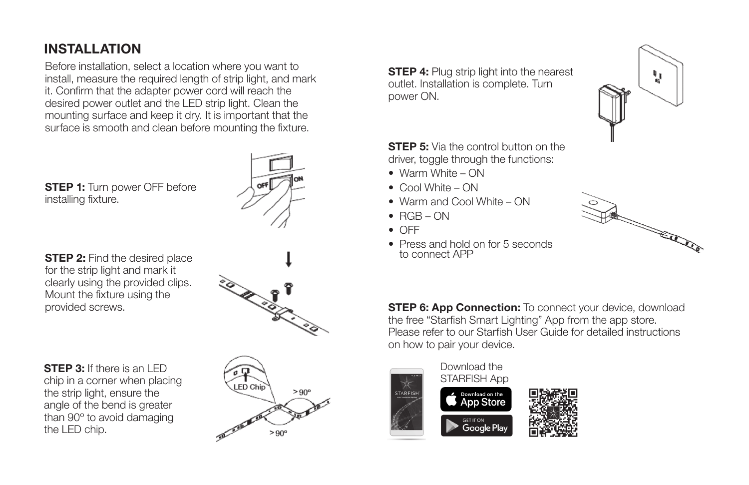## INSTALLATION

Before installation, select a location where you want to install, measure the required length of strip light, and mark it. Confirm that the adapter power cord will reach the desired power outlet and the LED strip light. Clean the mounting surface and keep it dry. It is important that the surface is smooth and clean before mounting the fixture.

**STEP 1:** Turn power OFF before installing fixture.

OFF
ON

**STEP 2:** Find the desired place for the strip light and mark it clearly using the provided clips. Mount the fixture using the provided screws.

**STEP 3:** If there is an LED chip in a corner when placing the strip light, ensure the angle of the bend is greater than 90º to avoid damaging the LED chip.

LED Chip
> 90º
> 90º

**STEP 4:** Plug strip light into the nearest outlet. Installation is complete. Turn power ON.

**STEP 5:** Via the control button on the driver, toggle through the functions:

- Warm White – ON
- Cool White – ON
- Warm and Cool White – ON
- RGB – ON
- OFF
- Press and hold on for 5 seconds to connect APP

**STEP 6: App Connection:** To connect your device, download the free "Starfish Smart Lighting" App from the app store. Please refer to our Starfish User Guide for detailed instructions on how to pair your device.

Download the STARFISH App

Download on the App Store

GET IT ON Google Play